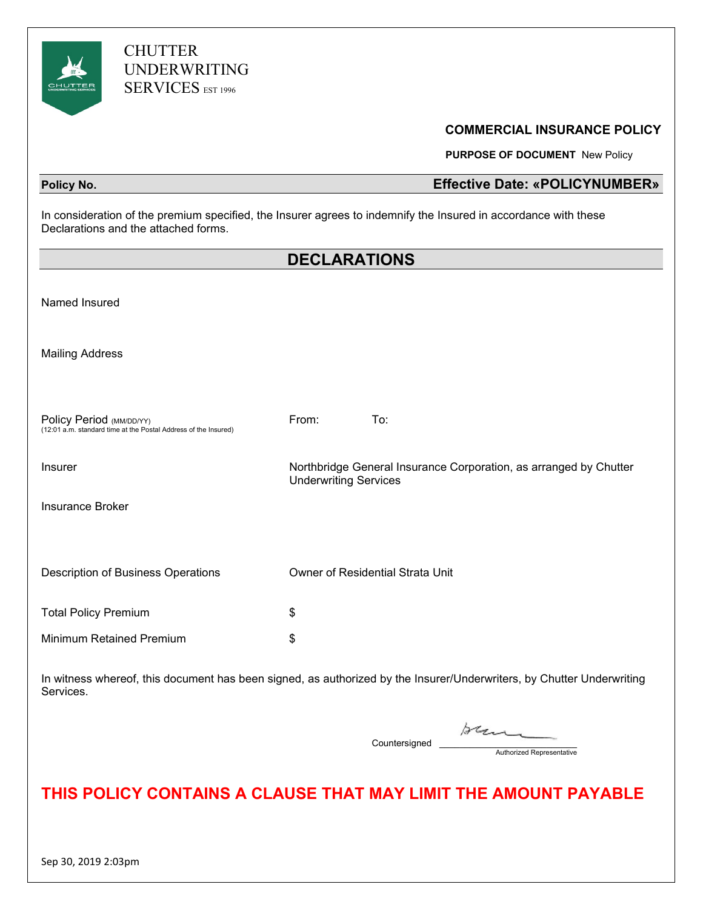CHUTTER UNDERWRITING SERVICES EST 1996

## COMMERCIAL INSURANCE POLICY

**PURPOSE OF DOCUMENT** New Policy

| **Policy No.** | **Effective Date: «POLICYNUMBER»** |
|---|---|

In consideration of the premium specified, the Insurer agrees to indemnify the Insured in accordance with these Declarations and the attached forms.

## DECLARATIONS

| | |
|---|---|
| Named Insured | |
| Mailing Address | |
| Policy Period (MM/DD/YY) (12:01 a.m. standard time at the Postal Address of the Insured) | From: To: |
| Insurer | Northbridge General Insurance Corporation, as arranged by Chutter Underwriting Services |
| Insurance Broker | |
| Description of Business Operations | Owner of Residential Strata Unit |
| Total Policy Premium | $ |
| Minimum Retained Premium | $ |

In witness whereof, this document has been signed, as authorized by the Insurer/Underwriters, by Chutter Underwriting Services.

Countersigned ______________________
Authorized Representative

**THIS POLICY CONTAINS A CLAUSE THAT MAY LIMIT THE AMOUNT PAYABLE**

Sep 30, 2019 2:03pm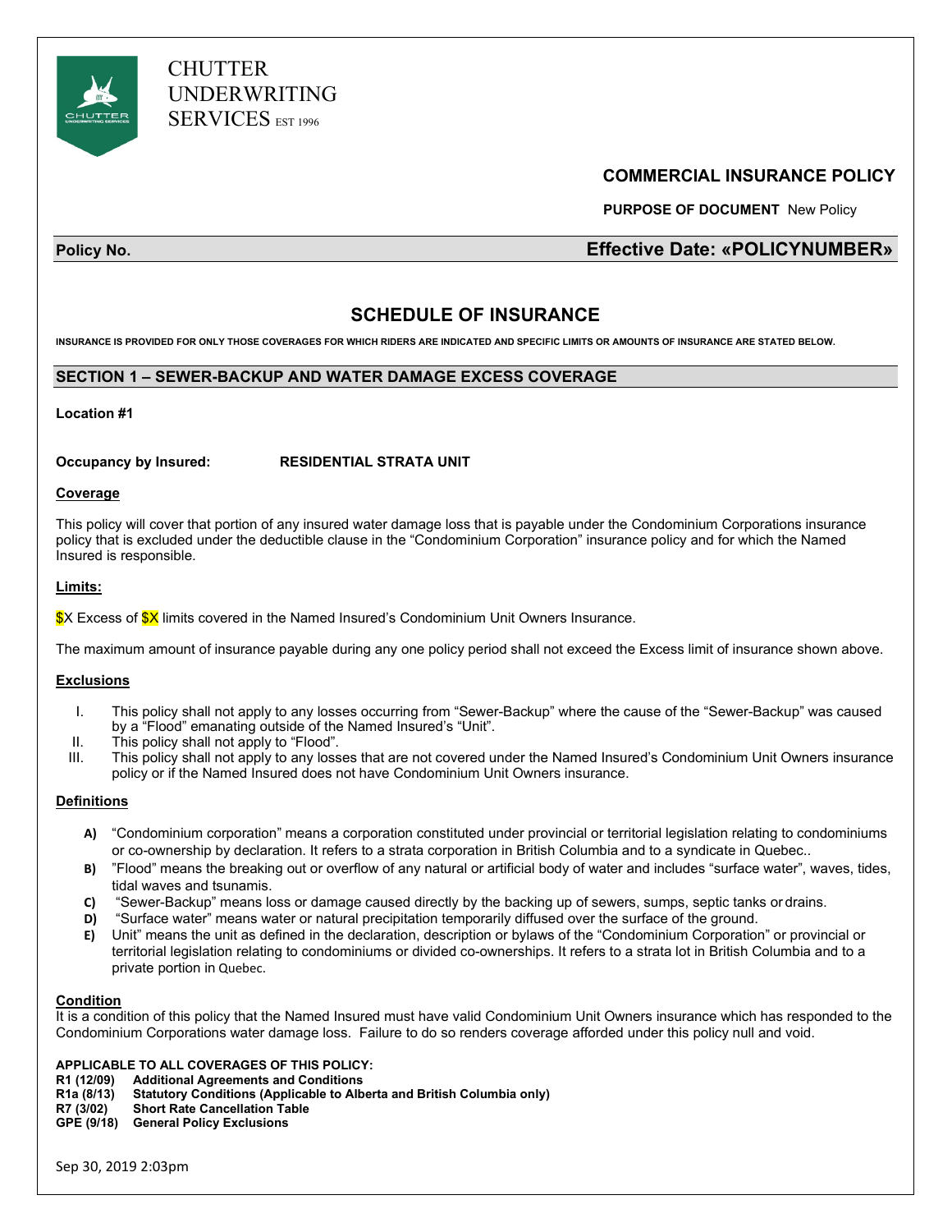CHUTTER
UNDERWRITING
SERVICES EST 1996

## COMMERCIAL INSURANCE POLICY

**PURPOSE OF DOCUMENT** New Policy

**Policy No.** **Effective Date: «POLICYNUMBER»**

# SCHEDULE OF INSURANCE

**INSURANCE IS PROVIDED FOR ONLY THOSE COVERAGES FOR WHICH RIDERS ARE INDICATED AND SPECIFIC LIMITS OR AMOUNTS OF INSURANCE ARE STATED BELOW.**

## SECTION 1 – SEWER-BACKUP AND WATER DAMAGE EXCESS COVERAGE

**Location #1**

**Occupancy by Insured:** **RESIDENTIAL STRATA UNIT**

**Coverage**

This policy will cover that portion of any insured water damage loss that is payable under the Condominium Corporations insurance policy that is excluded under the deductible clause in the "Condominium Corporation" insurance policy and for which the Named Insured is responsible.

**Limits:**

$X Excess of $X limits covered in the Named Insured's Condominium Unit Owners Insurance.

The maximum amount of insurance payable during any one policy period shall not exceed the Excess limit of insurance shown above.

**Exclusions**

I. This policy shall not apply to any losses occurring from "Sewer-Backup" where the cause of the "Sewer-Backup" was caused by a "Flood" emanating outside of the Named Insured's "Unit".
II. This policy shall not apply to "Flood".
III. This policy shall not apply to any losses that are not covered under the Named Insured's Condominium Unit Owners insurance policy or if the Named Insured does not have Condominium Unit Owners insurance.

**Definitions**

**A)** "Condominium corporation" means a corporation constituted under provincial or territorial legislation relating to condominiums or co-ownership by declaration. It refers to a strata corporation in British Columbia and to a syndicate in Quebec..
**B)** "Flood" means the breaking out or overflow of any natural or artificial body of water and includes "surface water", waves, tides, tidal waves and tsunamis.
**C)** "Sewer-Backup" means loss or damage caused directly by the backing up of sewers, sumps, septic tanks or drains.
**D)** "Surface water" means water or natural precipitation temporarily diffused over the surface of the ground.
**E)** Unit" means the unit as defined in the declaration, description or bylaws of the "Condominium Corporation" or provincial or territorial legislation relating to condominiums or divided co-ownerships. It refers to a strata lot in British Columbia and to a private portion in Quebec.

**Condition**

It is a condition of this policy that the Named Insured must have valid Condominium Unit Owners insurance which has responded to the Condominium Corporations water damage loss. Failure to do so renders coverage afforded under this policy null and void.

**APPLICABLE TO ALL COVERAGES OF THIS POLICY:**
**R1 (12/09)** **Additional Agreements and Conditions**
**R1a (8/13)** **Statutory Conditions (Applicable to Alberta and British Columbia only)**
**R7 (3/02)** **Short Rate Cancellation Table**
**GPE (9/18)** **General Policy Exclusions**

Sep 30, 2019 2:03pm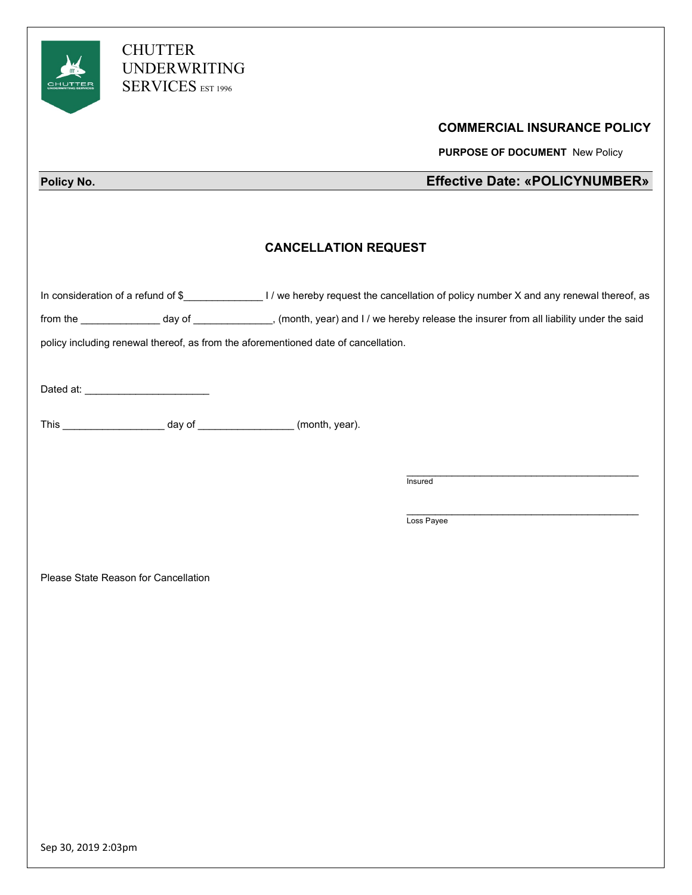CHUTTER
UNDERWRITING
SERVICES EST 1996

**COMMERCIAL INSURANCE POLICY**

**PURPOSE OF DOCUMENT** New Policy

| **Policy No.** | **Effective Date: «POLICYNUMBER»** |
|---|---|

## CANCELLATION REQUEST

In consideration of a refund of $______________ I / we hereby request the cancellation of policy number X and any renewal thereof, as from the ______________ day of ______________, (month, year) and I / we hereby release the insurer from all liability under the said policy including renewal thereof, as from the aforementioned date of cancellation.

Dated at: ______________________

This __________________ day of _________________ (month, year).

_______________________________________________
Insured

_______________________________________________
Loss Payee

Please State Reason for Cancellation

Sep 30, 2019 2:03pm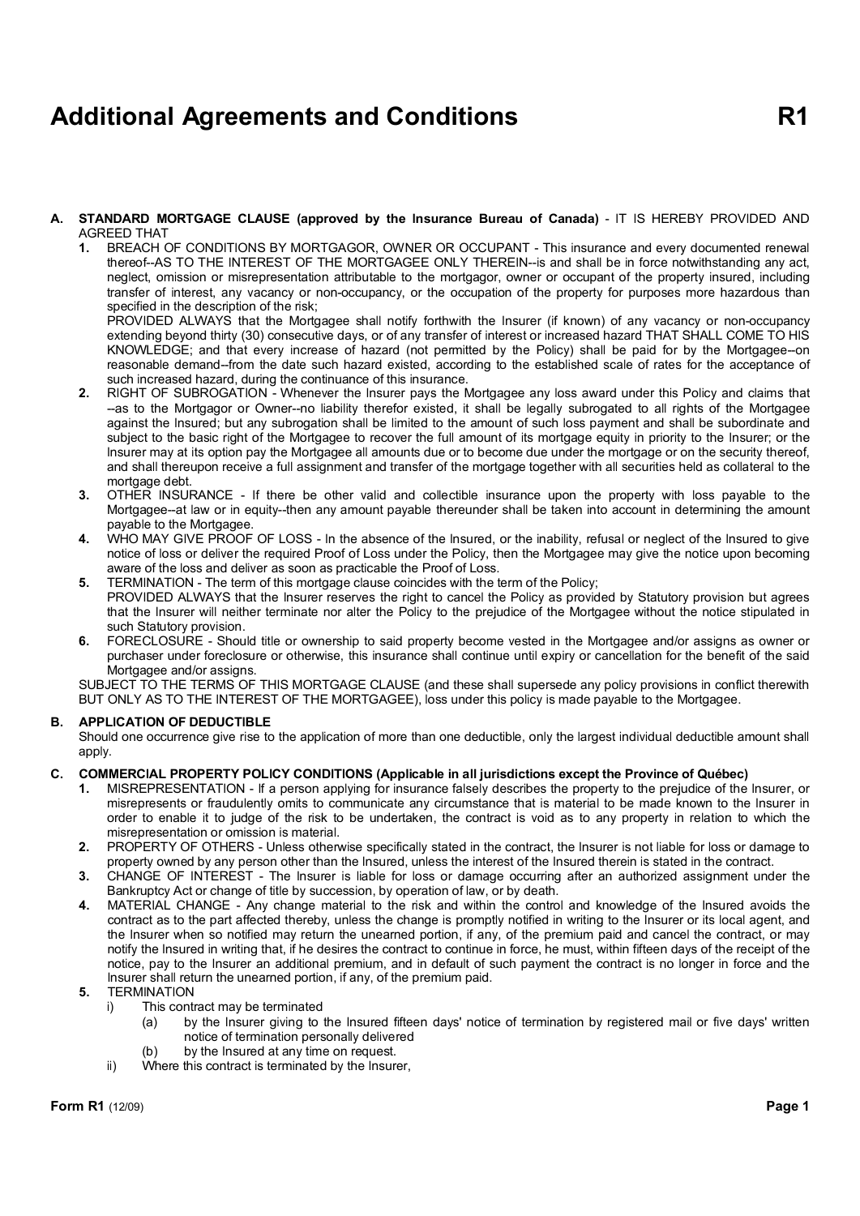# Additional Agreements and Conditions R1

**A. STANDARD MORTGAGE CLAUSE (approved by the Insurance Bureau of Canada)** - IT IS HEREBY PROVIDED AND AGREED THAT

1. BREACH OF CONDITIONS BY MORTGAGOR, OWNER OR OCCUPANT - This insurance and every documented renewal thereof--AS TO THE INTEREST OF THE MORTGAGEE ONLY THEREIN--is and shall be in force notwithstanding any act, neglect, omission or misrepresentation attributable to the mortgagor, owner or occupant of the property insured, including transfer of interest, any vacancy or non-occupancy, or the occupation of the property for purposes more hazardous than specified in the description of the risk;
   PROVIDED ALWAYS that the Mortgagee shall notify forthwith the Insurer (if known) of any vacancy or non-occupancy extending beyond thirty (30) consecutive days, or of any transfer of interest or increased hazard THAT SHALL COME TO HIS KNOWLEDGE; and that every increase of hazard (not permitted by the Policy) shall be paid for by the Mortgagee--on reasonable demand--from the date such hazard existed, according to the established scale of rates for the acceptance of such increased hazard, during the continuance of this insurance.
2. RIGHT OF SUBROGATION - Whenever the Insurer pays the Mortgagee any loss award under this Policy and claims that --as to the Mortgagor or Owner--no liability therefor existed, it shall be legally subrogated to all rights of the Mortgagee against the Insured; but any subrogation shall be limited to the amount of such loss payment and shall be subordinate and subject to the basic right of the Mortgagee to recover the full amount of its mortgage equity in priority to the Insurer; or the Insurer may at its option pay the Mortgagee all amounts due or to become due under the mortgage or on the security thereof, and shall thereupon receive a full assignment and transfer of the mortgage together with all securities held as collateral to the mortgage debt.
3. OTHER INSURANCE - If there be other valid and collectible insurance upon the property with loss payable to the Mortgagee--at law or in equity--then any amount payable thereunder shall be taken into account in determining the amount payable to the Mortgagee.
4. WHO MAY GIVE PROOF OF LOSS - In the absence of the Insured, or the inability, refusal or neglect of the Insured to give notice of loss or deliver the required Proof of Loss under the Policy, then the Mortgagee may give the notice upon becoming aware of the loss and deliver as soon as practicable the Proof of Loss.
5. TERMINATION - The term of this mortgage clause coincides with the term of the Policy;
   PROVIDED ALWAYS that the Insurer reserves the right to cancel the Policy as provided by Statutory provision but agrees that the Insurer will neither terminate nor alter the Policy to the prejudice of the Mortgagee without the notice stipulated in such Statutory provision.
6. FORECLOSURE - Should title or ownership to said property become vested in the Mortgagee and/or assigns as owner or purchaser under foreclosure or otherwise, this insurance shall continue until expiry or cancellation for the benefit of the said Mortgagee and/or assigns.

SUBJECT TO THE TERMS OF THIS MORTGAGE CLAUSE (and these shall supersede any policy provisions in conflict therewith BUT ONLY AS TO THE INTEREST OF THE MORTGAGEE), loss under this policy is made payable to the Mortgagee.

**B. APPLICATION OF DEDUCTIBLE**

Should one occurrence give rise to the application of more than one deductible, only the largest individual deductible amount shall apply.

**C. COMMERCIAL PROPERTY POLICY CONDITIONS (Applicable in all jurisdictions except the Province of Québec)**

1. MISREPRESENTATION - If a person applying for insurance falsely describes the property to the prejudice of the Insurer, or misrepresents or fraudulently omits to communicate any circumstance that is material to be made known to the Insurer in order to enable it to judge of the risk to be undertaken, the contract is void as to any property in relation to which the misrepresentation or omission is material.
2. PROPERTY OF OTHERS - Unless otherwise specifically stated in the contract, the Insurer is not liable for loss or damage to property owned by any person other than the Insured, unless the interest of the Insured therein is stated in the contract.
3. CHANGE OF INTEREST - The Insurer is liable for loss or damage occurring after an authorized assignment under the Bankruptcy Act or change of title by succession, by operation of law, or by death.
4. MATERIAL CHANGE - Any change material to the risk and within the control and knowledge of the Insured avoids the contract as to the part affected thereby, unless the change is promptly notified in writing to the Insurer or its local agent, and the Insurer when so notified may return the unearned portion, if any, of the premium paid and cancel the contract, or may notify the Insured in writing that, if he desires the contract to continue in force, he must, within fifteen days of the receipt of the notice, pay to the Insurer an additional premium, and in default of such payment the contract is no longer in force and the Insurer shall return the unearned portion, if any, of the premium paid.
5. TERMINATION
   i) This contract may be terminated
      (a) by the Insurer giving to the Insured fifteen days' notice of termination by registered mail or five days' written notice of termination personally delivered
      (b) by the Insured at any time on request.
   ii) Where this contract is terminated by the Insurer,

**Form R1** (12/09)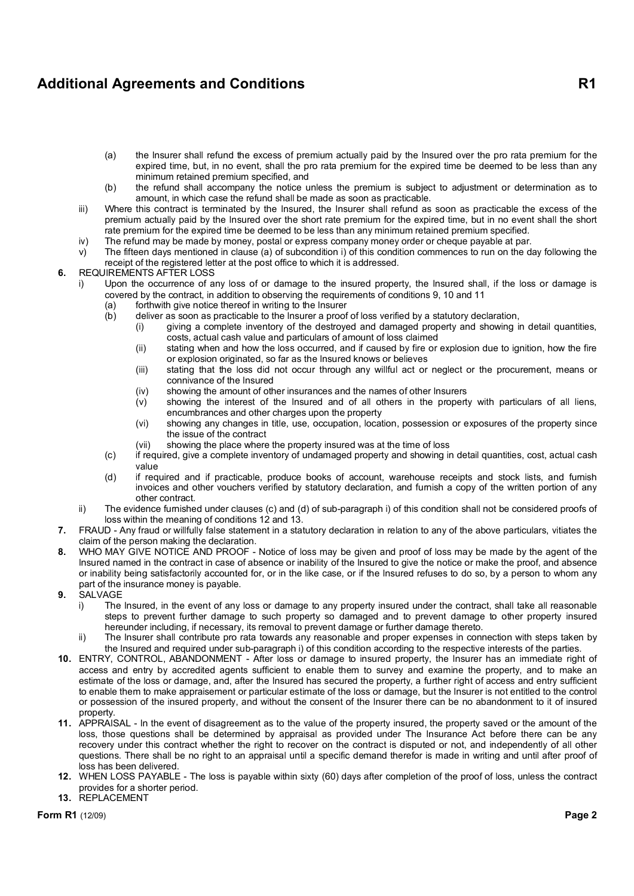## Additional Agreements and Conditions R1

- (a) the Insurer shall refund the excess of premium actually paid by the Insured over the pro rata premium for the expired time, but, in no event, shall the pro rata premium for the expired time be deemed to be less than any minimum retained premium specified, and
- (b) the refund shall accompany the notice unless the premium is subject to adjustment or determination as to amount, in which case the refund shall be made as soon as practicable.

iii) Where this contract is terminated by the Insured, the Insurer shall refund as soon as practicable the excess of the premium actually paid by the Insured over the short rate premium for the expired time, but in no event shall the short rate premium for the expired time be deemed to be less than any minimum retained premium specified.

iv) The refund may be made by money, postal or express company money order or cheque payable at par.

v) The fifteen days mentioned in clause (a) of subcondition i) of this condition commences to run on the day following the receipt of the registered letter at the post office to which it is addressed.

**6.** REQUIREMENTS AFTER LOSS

i) Upon the occurrence of any loss of or damage to the insured property, the Insured shall, if the loss or damage is covered by the contract, in addition to observing the requirements of conditions 9, 10 and 11

- (a) forthwith give notice thereof in writing to the Insurer
- (b) deliver as soon as practicable to the Insurer a proof of loss verified by a statutory declaration,
  - (i) giving a complete inventory of the destroyed and damaged property and showing in detail quantities, costs, actual cash value and particulars of amount of loss claimed
  - (ii) stating when and how the loss occurred, and if caused by fire or explosion due to ignition, how the fire or explosion originated, so far as the Insured knows or believes
  - (iii) stating that the loss did not occur through any willful act or neglect or the procurement, means or connivance of the Insured
  - (iv) showing the amount of other insurances and the names of other Insurers
  - (v) showing the interest of the Insured and of all others in the property with particulars of all liens, encumbrances and other charges upon the property
  - (vi) showing any changes in title, use, occupation, location, possession or exposures of the property since the issue of the contract
  - (vii) showing the place where the property insured was at the time of loss
- (c) if required, give a complete inventory of undamaged property and showing in detail quantities, cost, actual cash value
- (d) if required and if practicable, produce books of account, warehouse receipts and stock lists, and furnish invoices and other vouchers verified by statutory declaration, and furnish a copy of the written portion of any other contract.

ii) The evidence furnished under clauses (c) and (d) of sub-paragraph i) of this condition shall not be considered proofs of loss within the meaning of conditions 12 and 13.

**7.** FRAUD - Any fraud or willfully false statement in a statutory declaration in relation to any of the above particulars, vitiates the claim of the person making the declaration.

**8.** WHO MAY GIVE NOTICE AND PROOF - Notice of loss may be given and proof of loss may be made by the agent of the Insured named in the contract in case of absence or inability of the Insured to give the notice or make the proof, and absence or inability being satisfactorily accounted for, or in the like case, or if the Insured refuses to do so, by a person to whom any part of the insurance money is payable.

**9.** SALVAGE

i) The Insured, in the event of any loss or damage to any property insured under the contract, shall take all reasonable steps to prevent further damage to such property so damaged and to prevent damage to other property insured hereunder including, if necessary, its removal to prevent damage or further damage thereto.

ii) The Insurer shall contribute pro rata towards any reasonable and proper expenses in connection with steps taken by the Insured and required under sub-paragraph i) of this condition according to the respective interests of the parties.

**10.** ENTRY, CONTROL, ABANDONMENT - After loss or damage to insured property, the Insurer has an immediate right of access and entry by accredited agents sufficient to enable them to survey and examine the property, and to make an estimate of the loss or damage, and, after the Insured has secured the property, a further right of access and entry sufficient to enable them to make appraisement or particular estimate of the loss or damage, but the Insurer is not entitled to the control or possession of the insured property, and without the consent of the Insurer there can be no abandonment to it of insured property.

**11.** APPRAISAL - In the event of disagreement as to the value of the property insured, the property saved or the amount of the loss, those questions shall be determined by appraisal as provided under The Insurance Act before there can be any recovery under this contract whether the right to recover on the contract is disputed or not, and independently of all other questions. There shall be no right to an appraisal until a specific demand therefor is made in writing and until after proof of loss has been delivered.

**12.** WHEN LOSS PAYABLE - The loss is payable within sixty (60) days after completion of the proof of loss, unless the contract provides for a shorter period.

**13.** REPLACEMENT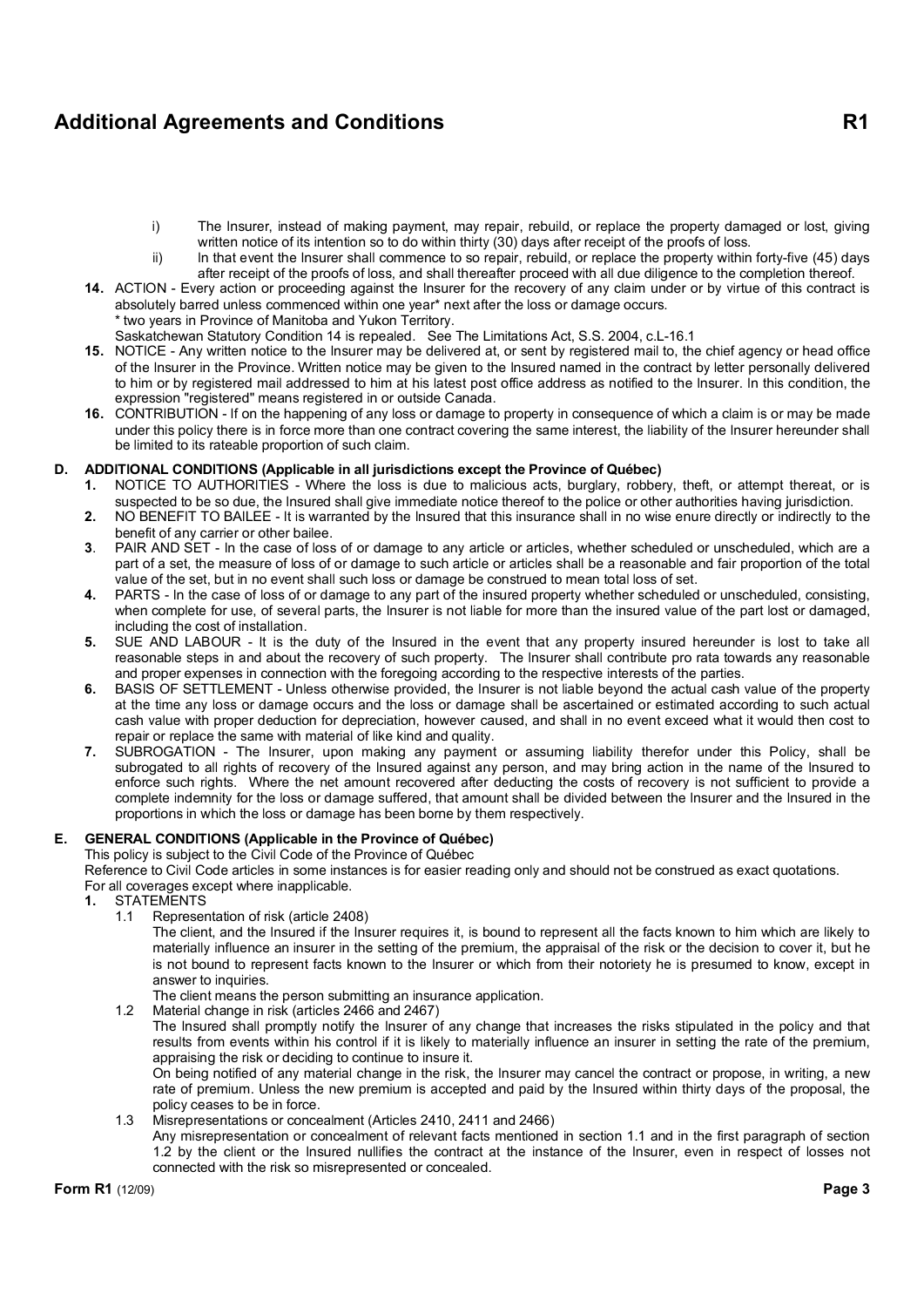## Additional Agreements and Conditions R1

i) The Insurer, instead of making payment, may repair, rebuild, or replace the property damaged or lost, giving written notice of its intention so to do within thirty (30) days after receipt of the proofs of loss.

ii) In that event the Insurer shall commence to so repair, rebuild, or replace the property within forty-five (45) days after receipt of the proofs of loss, and shall thereafter proceed with all due diligence to the completion thereof.

**14.** ACTION - Every action or proceeding against the Insurer for the recovery of any claim under or by virtue of this contract is absolutely barred unless commenced within one year* next after the loss or damage occurs.
* two years in Province of Manitoba and Yukon Territory.
Saskatchewan Statutory Condition 14 is repealed. See The Limitations Act, S.S. 2004, c.L-16.1

**15.** NOTICE - Any written notice to the Insurer may be delivered at, or sent by registered mail to, the chief agency or head office of the Insurer in the Province. Written notice may be given to the Insured named in the contract by letter personally delivered to him or by registered mail addressed to him at his latest post office address as notified to the Insurer. In this condition, the expression "registered" means registered in or outside Canada.

**16.** CONTRIBUTION - If on the happening of any loss or damage to property in consequence of which a claim is or may be made under this policy there is in force more than one contract covering the same interest, the liability of the Insurer hereunder shall be limited to its rateable proportion of such claim.

### D. ADDITIONAL CONDITIONS (Applicable in all jurisdictions except the Province of Québec)

**1.** NOTICE TO AUTHORITIES - Where the loss is due to malicious acts, burglary, robbery, theft, or attempt thereat, or is suspected to be so due, the Insured shall give immediate notice thereof to the police or other authorities having jurisdiction.

**2.** NO BENEFIT TO BAILEE - It is warranted by the Insured that this insurance shall in no wise enure directly or indirectly to the benefit of any carrier or other bailee.

**3**. PAIR AND SET - In the case of loss of or damage to any article or articles, whether scheduled or unscheduled, which are a part of a set, the measure of loss of or damage to such article or articles shall be a reasonable and fair proportion of the total value of the set, but in no event shall such loss or damage be construed to mean total loss of set.

**4.** PARTS - In the case of loss of or damage to any part of the insured property whether scheduled or unscheduled, consisting, when complete for use, of several parts, the Insurer is not liable for more than the insured value of the part lost or damaged, including the cost of installation.

**5.** SUE AND LABOUR - It is the duty of the Insured in the event that any property insured hereunder is lost to take all reasonable steps in and about the recovery of such property. The Insurer shall contribute pro rata towards any reasonable and proper expenses in connection with the foregoing according to the respective interests of the parties.

**6.** BASIS OF SETTLEMENT - Unless otherwise provided, the Insurer is not liable beyond the actual cash value of the property at the time any loss or damage occurs and the loss or damage shall be ascertained or estimated according to such actual cash value with proper deduction for depreciation, however caused, and shall in no event exceed what it would then cost to repair or replace the same with material of like kind and quality.

**7.** SUBROGATION - The Insurer, upon making any payment or assuming liability therefor under this Policy, shall be subrogated to all rights of recovery of the Insured against any person, and may bring action in the name of the Insured to enforce such rights. Where the net amount recovered after deducting the costs of recovery is not sufficient to provide a complete indemnity for the loss or damage suffered, that amount shall be divided between the Insurer and the Insured in the proportions in which the loss or damage has been borne by them respectively.

### E. GENERAL CONDITIONS (Applicable in the Province of Québec)

This policy is subject to the Civil Code of the Province of Québec
Reference to Civil Code articles in some instances is for easier reading only and should not be construed as exact quotations.
For all coverages except where inapplicable.

**1.** STATEMENTS

1.1 Representation of risk (article 2408)

The client, and the Insured if the Insurer requires it, is bound to represent all the facts known to him which are likely to materially influence an insurer in the setting of the premium, the appraisal of the risk or the decision to cover it, but he is not bound to represent facts known to the Insurer or which from their notoriety he is presumed to know, except in answer to inquiries.

The client means the person submitting an insurance application.

1.2 Material change in risk (articles 2466 and 2467)

The Insured shall promptly notify the Insurer of any change that increases the risks stipulated in the policy and that results from events within his control if it is likely to materially influence an insurer in setting the rate of the premium, appraising the risk or deciding to continue to insure it.

On being notified of any material change in the risk, the Insurer may cancel the contract or propose, in writing, a new rate of premium. Unless the new premium is accepted and paid by the Insured within thirty days of the proposal, the policy ceases to be in force.

1.3 Misrepresentations or concealment (Articles 2410, 2411 and 2466)

Any misrepresentation or concealment of relevant facts mentioned in section 1.1 and in the first paragraph of section 1.2 by the client or the Insured nullifies the contract at the instance of the Insurer, even in respect of losses not connected with the risk so misrepresented or concealed.

**Form R1** (12/09)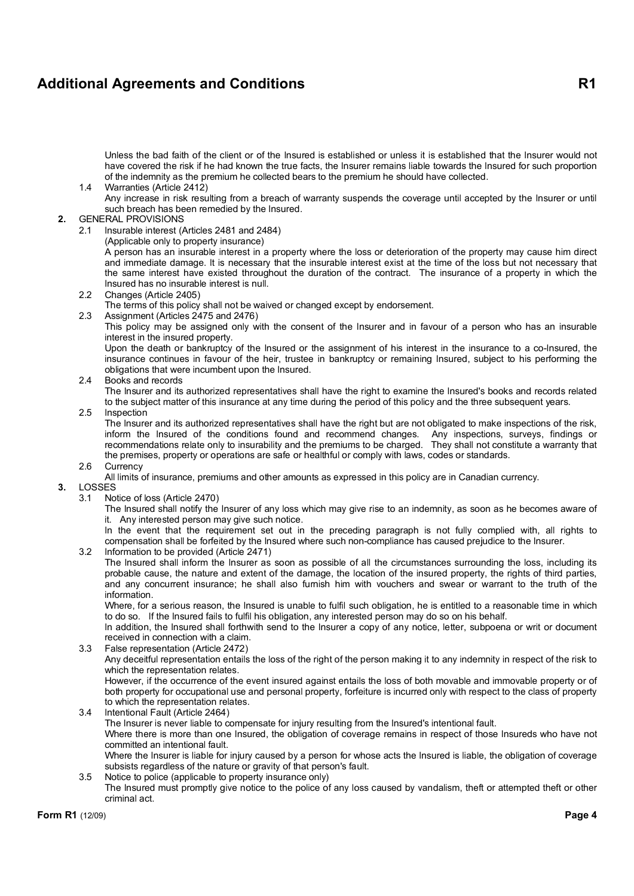Unless the bad faith of the client or of the Insured is established or unless it is established that the Insurer would not have covered the risk if he had known the true facts, the Insurer remains liable towards the Insured for such proportion of the indemnity as the premium he collected bears to the premium he should have collected.

1.4 Warranties (Article 2412)

Any increase in risk resulting from a breach of warranty suspends the coverage until accepted by the Insurer or until such breach has been remedied by the Insured.

**2.** GENERAL PROVISIONS

2.1 Insurable interest (Articles 2481 and 2484)

(Applicable only to property insurance)

A person has an insurable interest in a property where the loss or deterioration of the property may cause him direct and immediate damage. It is necessary that the insurable interest exist at the time of the loss but not necessary that the same interest have existed throughout the duration of the contract. The insurance of a property in which the Insured has no insurable interest is null.

2.2 Changes (Article 2405)

The terms of this policy shall not be waived or changed except by endorsement.

2.3 Assignment (Articles 2475 and 2476)

This policy may be assigned only with the consent of the Insurer and in favour of a person who has an insurable interest in the insured property.

Upon the death or bankruptcy of the Insured or the assignment of his interest in the insurance to a co-Insured, the insurance continues in favour of the heir, trustee in bankruptcy or remaining Insured, subject to his performing the obligations that were incumbent upon the Insured.

2.4 Books and records

The Insurer and its authorized representatives shall have the right to examine the Insured's books and records related to the subject matter of this insurance at any time during the period of this policy and the three subsequent years.

2.5 Inspection

The Insurer and its authorized representatives shall have the right but are not obligated to make inspections of the risk, inform the Insured of the conditions found and recommend changes. Any inspections, surveys, findings or recommendations relate only to insurability and the premiums to be charged. They shall not constitute a warranty that the premises, property or operations are safe or healthful or comply with laws, codes or standards.

2.6 Currency

All limits of insurance, premiums and other amounts as expressed in this policy are in Canadian currency.

**3.** LOSSES

3.1 Notice of loss (Article 2470)

The Insured shall notify the Insurer of any loss which may give rise to an indemnity, as soon as he becomes aware of it. Any interested person may give such notice.

In the event that the requirement set out in the preceding paragraph is not fully complied with, all rights to compensation shall be forfeited by the Insured where such non-compliance has caused prejudice to the Insurer.

3.2 Information to be provided (Article 2471)

The Insured shall inform the Insurer as soon as possible of all the circumstances surrounding the loss, including its probable cause, the nature and extent of the damage, the location of the insured property, the rights of third parties, and any concurrent insurance; he shall also furnish him with vouchers and swear or warrant to the truth of the information.

Where, for a serious reason, the Insured is unable to fulfil such obligation, he is entitled to a reasonable time in which to do so. If the Insured fails to fulfil his obligation, any interested person may do so on his behalf.

In addition, the Insured shall forthwith send to the Insurer a copy of any notice, letter, subpoena or writ or document received in connection with a claim.

3.3 False representation (Article 2472)

Any deceitful representation entails the loss of the right of the person making it to any indemnity in respect of the risk to which the representation relates.

However, if the occurrence of the event insured against entails the loss of both movable and immovable property or of both property for occupational use and personal property, forfeiture is incurred only with respect to the class of property to which the representation relates.

3.4 Intentional Fault (Article 2464)

The Insurer is never liable to compensate for injury resulting from the Insured's intentional fault.

Where there is more than one Insured, the obligation of coverage remains in respect of those Insureds who have not committed an intentional fault.

Where the Insurer is liable for injury caused by a person for whose acts the Insured is liable, the obligation of coverage subsists regardless of the nature or gravity of that person's fault.

3.5 Notice to police (applicable to property insurance only)

The Insured must promptly give notice to the police of any loss caused by vandalism, theft or attempted theft or other criminal act.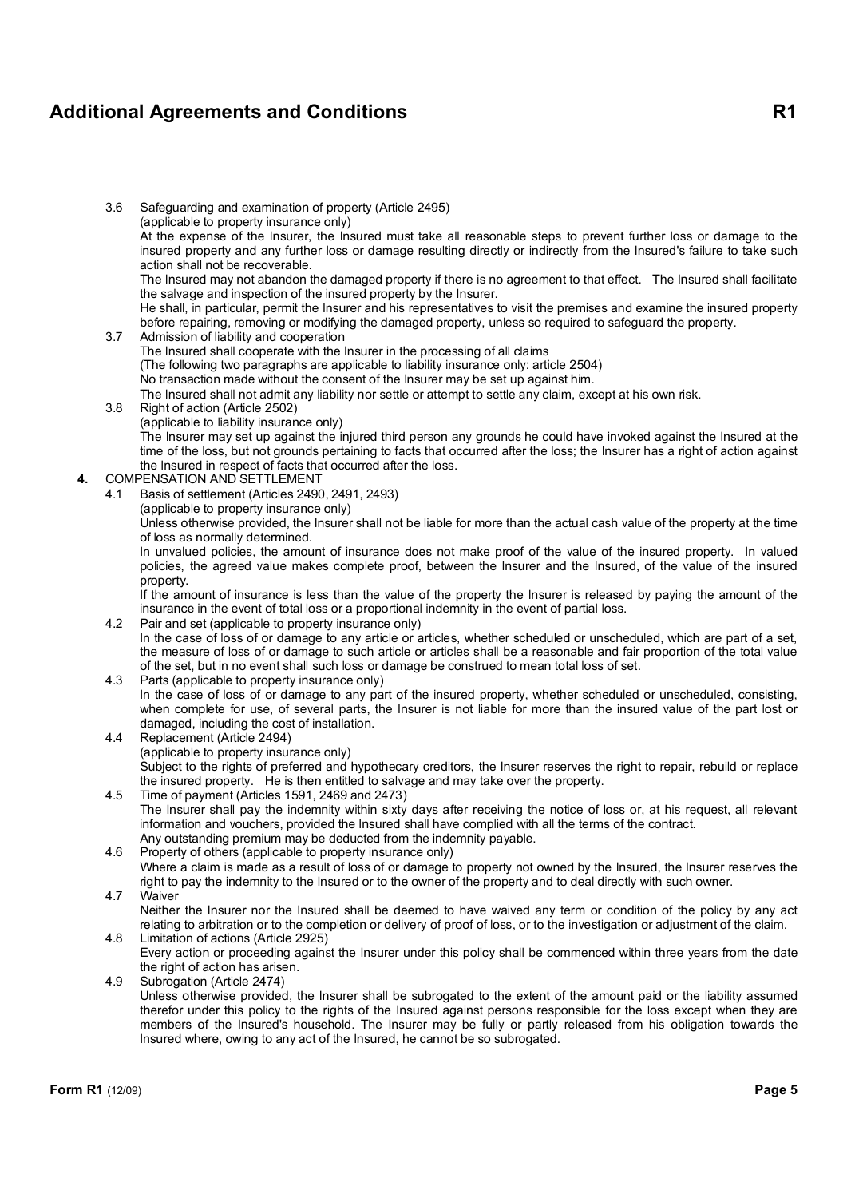## Additional Agreements and Conditions R1

3.6 Safeguarding and examination of property (Article 2495)
(applicable to property insurance only)
At the expense of the Insurer, the Insured must take all reasonable steps to prevent further loss or damage to the insured property and any further loss or damage resulting directly or indirectly from the Insured's failure to take such action shall not be recoverable.
The Insured may not abandon the damaged property if there is no agreement to that effect. The Insured shall facilitate the salvage and inspection of the insured property by the Insurer.
He shall, in particular, permit the Insurer and his representatives to visit the premises and examine the insured property before repairing, removing or modifying the damaged property, unless so required to safeguard the property.

3.7 Admission of liability and cooperation
The Insured shall cooperate with the Insurer in the processing of all claims
(The following two paragraphs are applicable to liability insurance only: article 2504)
No transaction made without the consent of the Insurer may be set up against him.
The Insured shall not admit any liability nor settle or attempt to settle any claim, except at his own risk.

3.8 Right of action (Article 2502)
(applicable to liability insurance only)
The Insurer may set up against the injured third person any grounds he could have invoked against the Insured at the time of the loss, but not grounds pertaining to facts that occurred after the loss; the Insurer has a right of action against the Insured in respect of facts that occurred after the loss.

**4.** COMPENSATION AND SETTLEMENT

4.1 Basis of settlement (Articles 2490, 2491, 2493)
(applicable to property insurance only)
Unless otherwise provided, the Insurer shall not be liable for more than the actual cash value of the property at the time of loss as normally determined.
In unvalued policies, the amount of insurance does not make proof of the value of the insured property. In valued policies, the agreed value makes complete proof, between the Insurer and the Insured, of the value of the insured property.
If the amount of insurance is less than the value of the property the Insurer is released by paying the amount of the insurance in the event of total loss or a proportional indemnity in the event of partial loss.

4.2 Pair and set (applicable to property insurance only)
In the case of loss of or damage to any article or articles, whether scheduled or unscheduled, which are part of a set, the measure of loss of or damage to such article or articles shall be a reasonable and fair proportion of the total value of the set, but in no event shall such loss or damage be construed to mean total loss of set.

4.3 Parts (applicable to property insurance only)
In the case of loss of or damage to any part of the insured property, whether scheduled or unscheduled, consisting, when complete for use, of several parts, the Insurer is not liable for more than the insured value of the part lost or damaged, including the cost of installation.

4.4 Replacement (Article 2494)
(applicable to property insurance only)
Subject to the rights of preferred and hypothecary creditors, the Insurer reserves the right to repair, rebuild or replace the insured property. He is then entitled to salvage and may take over the property.

4.5 Time of payment (Articles 1591, 2469 and 2473)
The Insurer shall pay the indemnity within sixty days after receiving the notice of loss or, at his request, all relevant information and vouchers, provided the Insured shall have complied with all the terms of the contract.
Any outstanding premium may be deducted from the indemnity payable.

4.6 Property of others (applicable to property insurance only)
Where a claim is made as a result of loss of or damage to property not owned by the Insured, the Insurer reserves the right to pay the indemnity to the Insured or to the owner of the property and to deal directly with such owner.

4.7 Waiver
Neither the Insurer nor the Insured shall be deemed to have waived any term or condition of the policy by any act relating to arbitration or to the completion or delivery of proof of loss, or to the investigation or adjustment of the claim.

4.8 Limitation of actions (Article 2925)
Every action or proceeding against the Insurer under this policy shall be commenced within three years from the date the right of action has arisen.

4.9 Subrogation (Article 2474)
Unless otherwise provided, the Insurer shall be subrogated to the extent of the amount paid or the liability assumed therefor under this policy to the rights of the Insured against persons responsible for the loss except when they are members of the Insured's household. The Insurer may be fully or partly released from his obligation towards the Insured where, owing to any act of the Insured, he cannot be so subrogated.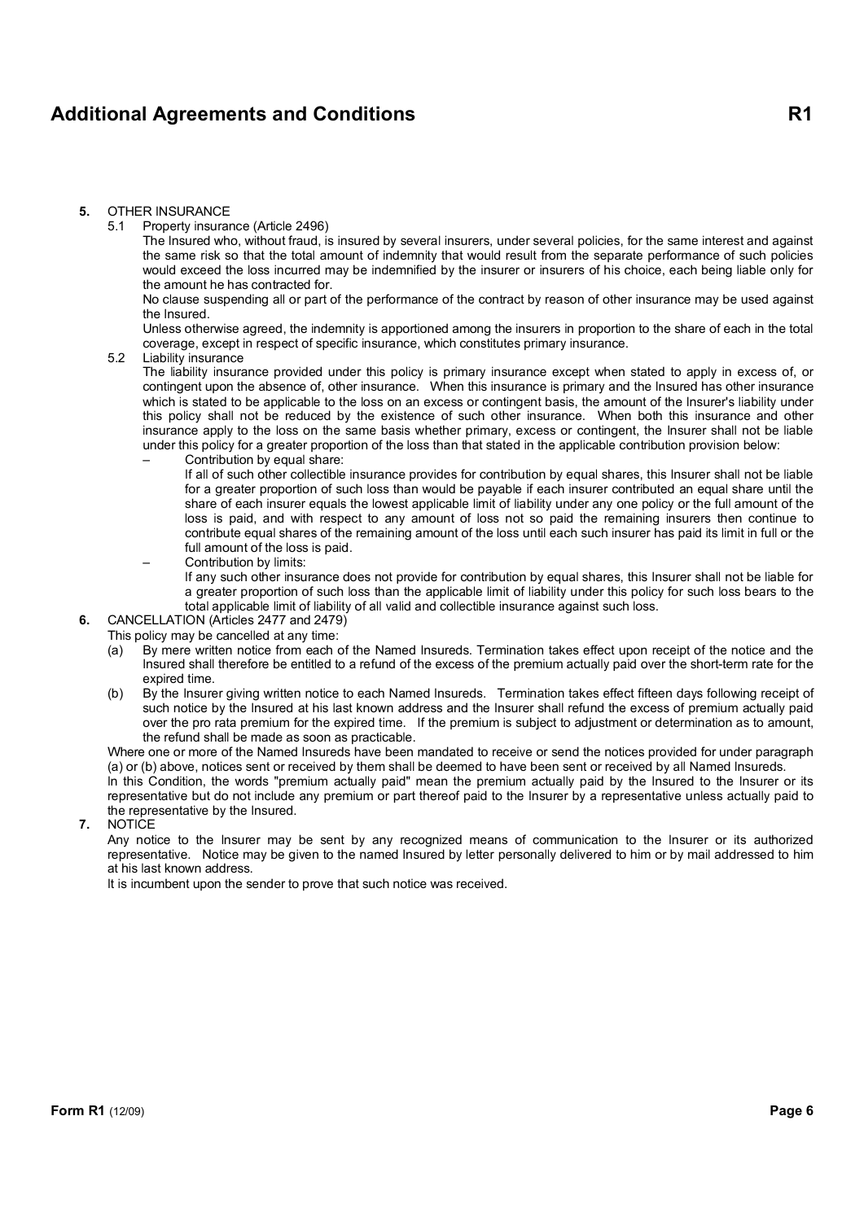# Additional Agreements and Conditions R1

**5.** OTHER INSURANCE

5.1 Property insurance (Article 2496)

The Insured who, without fraud, is insured by several insurers, under several policies, for the same interest and against the same risk so that the total amount of indemnity that would result from the separate performance of such policies would exceed the loss incurred may be indemnified by the insurer or insurers of his choice, each being liable only for the amount he has contracted for.

No clause suspending all or part of the performance of the contract by reason of other insurance may be used against the Insured.

Unless otherwise agreed, the indemnity is apportioned among the insurers in proportion to the share of each in the total coverage, except in respect of specific insurance, which constitutes primary insurance.

5.2 Liability insurance

The liability insurance provided under this policy is primary insurance except when stated to apply in excess of, or contingent upon the absence of, other insurance. When this insurance is primary and the Insured has other insurance which is stated to be applicable to the loss on an excess or contingent basis, the amount of the Insurer's liability under this policy shall not be reduced by the existence of such other insurance. When both this insurance and other insurance apply to the loss on the same basis whether primary, excess or contingent, the Insurer shall not be liable under this policy for a greater proportion of the loss than that stated in the applicable contribution provision below:

– Contribution by equal share:

If all of such other collectible insurance provides for contribution by equal shares, this Insurer shall not be liable for a greater proportion of such loss than would be payable if each insurer contributed an equal share until the share of each insurer equals the lowest applicable limit of liability under any one policy or the full amount of the loss is paid, and with respect to any amount of loss not so paid the remaining insurers then continue to contribute equal shares of the remaining amount of the loss until each such insurer has paid its limit in full or the full amount of the loss is paid.

– Contribution by limits:

If any such other insurance does not provide for contribution by equal shares, this Insurer shall not be liable for a greater proportion of such loss than the applicable limit of liability under this policy for such loss bears to the total applicable limit of liability of all valid and collectible insurance against such loss.

**6.** CANCELLATION (Articles 2477 and 2479)

This policy may be cancelled at any time:

(a) By mere written notice from each of the Named Insureds. Termination takes effect upon receipt of the notice and the Insured shall therefore be entitled to a refund of the excess of the premium actually paid over the short-term rate for the expired time.

(b) By the Insurer giving written notice to each Named Insureds. Termination takes effect fifteen days following receipt of such notice by the Insured at his last known address and the Insurer shall refund the excess of premium actually paid over the pro rata premium for the expired time. If the premium is subject to adjustment or determination as to amount, the refund shall be made as soon as practicable.

Where one or more of the Named Insureds have been mandated to receive or send the notices provided for under paragraph (a) or (b) above, notices sent or received by them shall be deemed to have been sent or received by all Named Insureds.

In this Condition, the words "premium actually paid" mean the premium actually paid by the Insured to the Insurer or its representative but do not include any premium or part thereof paid to the Insurer by a representative unless actually paid to the representative by the Insured.

**7.** NOTICE

Any notice to the Insurer may be sent by any recognized means of communication to the Insurer or its authorized representative. Notice may be given to the named Insured by letter personally delivered to him or by mail addressed to him at his last known address.

It is incumbent upon the sender to prove that such notice was received.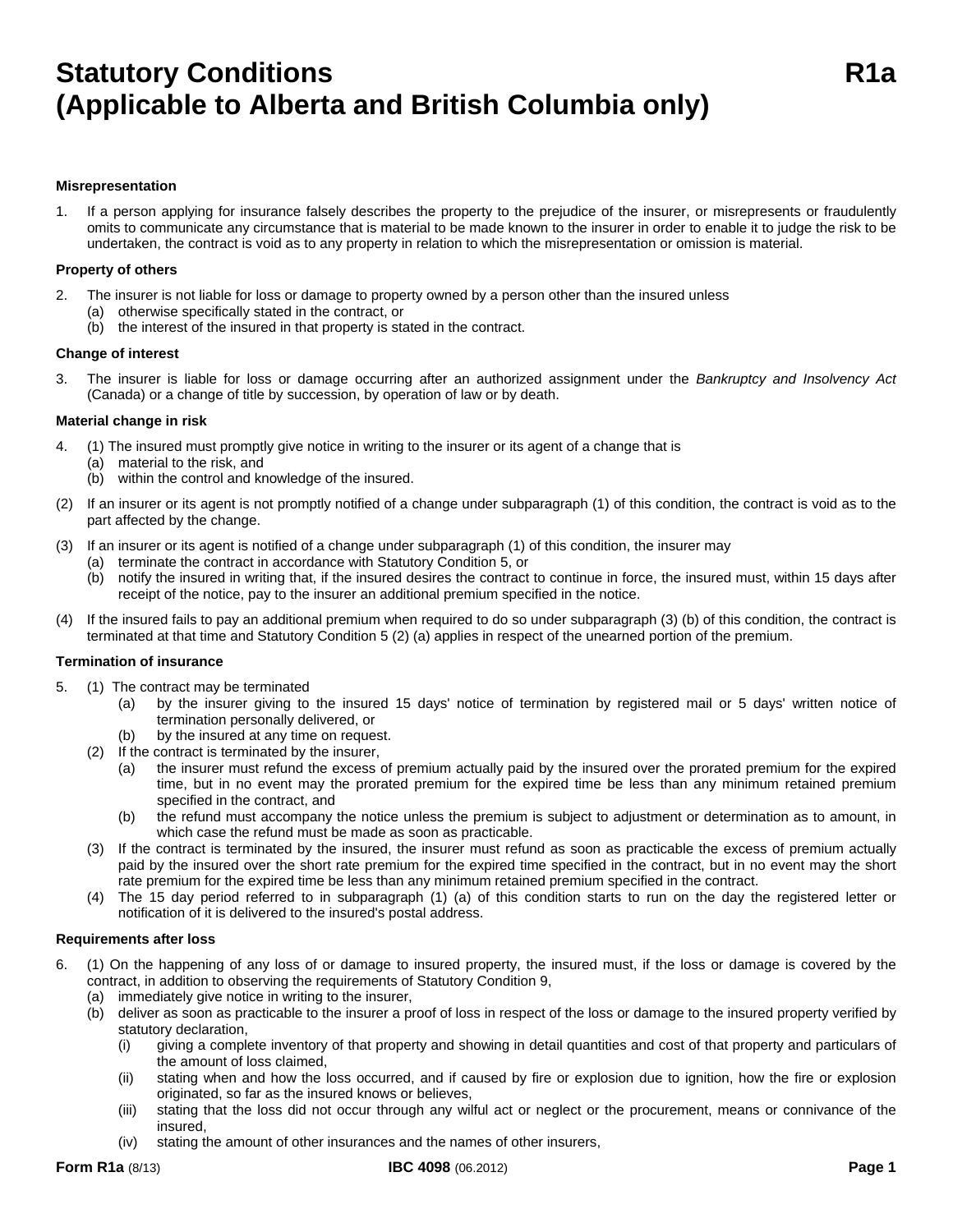# Statutory Conditions R1a
# (Applicable to Alberta and British Columbia only)

**Misrepresentation**

1. If a person applying for insurance falsely describes the property to the prejudice of the insurer, or misrepresents or fraudulently omits to communicate any circumstance that is material to be made known to the insurer in order to enable it to judge the risk to be undertaken, the contract is void as to any property in relation to which the misrepresentation or omission is material.

**Property of others**

2. The insurer is not liable for loss or damage to property owned by a person other than the insured unless
   (a) otherwise specifically stated in the contract, or
   (b) the interest of the insured in that property is stated in the contract.

**Change of interest**

3. The insurer is liable for loss or damage occurring after an authorized assignment under the *Bankruptcy and Insolvency Act* (Canada) or a change of title by succession, by operation of law or by death.

**Material change in risk**

4. (1) The insured must promptly give notice in writing to the insurer or its agent of a change that is
   (a) material to the risk, and
   (b) within the control and knowledge of the insured.

(2) If an insurer or its agent is not promptly notified of a change under subparagraph (1) of this condition, the contract is void as to the part affected by the change.

(3) If an insurer or its agent is notified of a change under subparagraph (1) of this condition, the insurer may
   (a) terminate the contract in accordance with Statutory Condition 5, or
   (b) notify the insured in writing that, if the insured desires the contract to continue in force, the insured must, within 15 days after receipt of the notice, pay to the insurer an additional premium specified in the notice.

(4) If the insured fails to pay an additional premium when required to do so under subparagraph (3) (b) of this condition, the contract is terminated at that time and Statutory Condition 5 (2) (a) applies in respect of the unearned portion of the premium.

**Termination of insurance**

5. (1) The contract may be terminated
   (a) by the insurer giving to the insured 15 days' notice of termination by registered mail or 5 days' written notice of termination personally delivered, or
   (b) by the insured at any time on request.

   (2) If the contract is terminated by the insurer,
   (a) the insurer must refund the excess of premium actually paid by the insured over the prorated premium for the expired time, but in no event may the prorated premium for the expired time be less than any minimum retained premium specified in the contract, and
   (b) the refund must accompany the notice unless the premium is subject to adjustment or determination as to amount, in which case the refund must be made as soon as practicable.

   (3) If the contract is terminated by the insured, the insurer must refund as soon as practicable the excess of premium actually paid by the insured over the short rate premium for the expired time specified in the contract, but in no event may the short rate premium for the expired time be less than any minimum retained premium specified in the contract.

   (4) The 15 day period referred to in subparagraph (1) (a) of this condition starts to run on the day the registered letter or notification of it is delivered to the insured's postal address.

**Requirements after loss**

6. (1) On the happening of any loss of or damage to insured property, the insured must, if the loss or damage is covered by the contract, in addition to observing the requirements of Statutory Condition 9,
   (a) immediately give notice in writing to the insurer,
   (b) deliver as soon as practicable to the insurer a proof of loss in respect of the loss or damage to the insured property verified by statutory declaration,
      (i) giving a complete inventory of that property and showing in detail quantities and cost of that property and particulars of the amount of loss claimed,
      (ii) stating when and how the loss occurred, and if caused by fire or explosion due to ignition, how the fire or explosion originated, so far as the insured knows or believes,
      (iii) stating that the loss did not occur through any wilful act or neglect or the procurement, means or connivance of the insured,
      (iv) stating the amount of other insurances and the names of other insurers,

Form R1a (8/13) IBC 4098 (06.2012)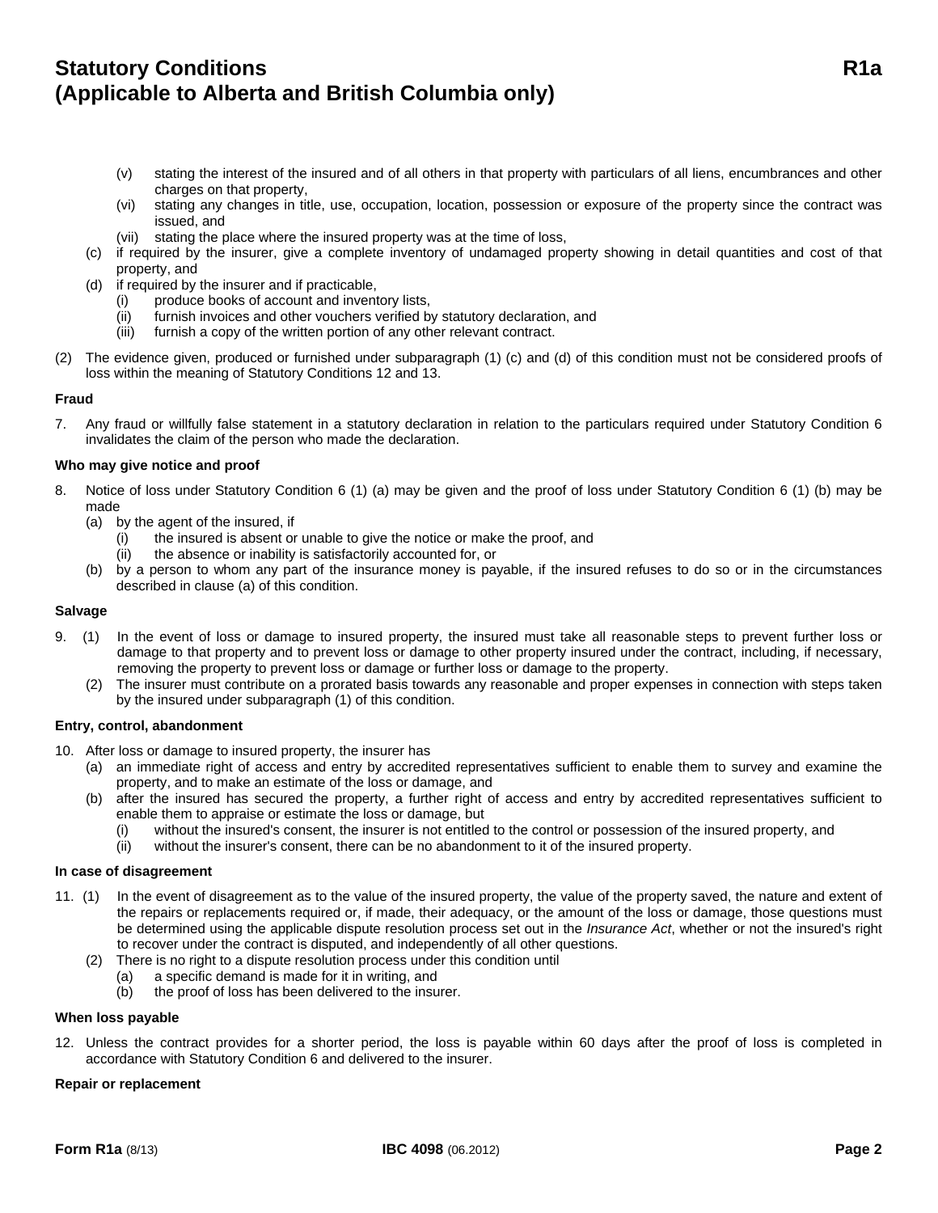(v) stating the interest of the insured and of all others in that property with particulars of all liens, encumbrances and other charges on that property,

(vi) stating any changes in title, use, occupation, location, possession or exposure of the property since the contract was issued, and

(vii) stating the place where the insured property was at the time of loss,

(c) if required by the insurer, give a complete inventory of undamaged property showing in detail quantities and cost of that property, and

(d) if required by the insurer and if practicable,

(i) produce books of account and inventory lists,

(ii) furnish invoices and other vouchers verified by statutory declaration, and

(iii) furnish a copy of the written portion of any other relevant contract.

(2) The evidence given, produced or furnished under subparagraph (1) (c) and (d) of this condition must not be considered proofs of loss within the meaning of Statutory Conditions 12 and 13.

**Fraud**

7. Any fraud or willfully false statement in a statutory declaration in relation to the particulars required under Statutory Condition 6 invalidates the claim of the person who made the declaration.

**Who may give notice and proof**

8. Notice of loss under Statutory Condition 6 (1) (a) may be given and the proof of loss under Statutory Condition 6 (1) (b) may be made

(a) by the agent of the insured, if

(i) the insured is absent or unable to give the notice or make the proof, and

(ii) the absence or inability is satisfactorily accounted for, or

(b) by a person to whom any part of the insurance money is payable, if the insured refuses to do so or in the circumstances described in clause (a) of this condition.

**Salvage**

9. (1) In the event of loss or damage to insured property, the insured must take all reasonable steps to prevent further loss or damage to that property and to prevent loss or damage to other property insured under the contract, including, if necessary, removing the property to prevent loss or damage or further loss or damage to the property.

(2) The insurer must contribute on a prorated basis towards any reasonable and proper expenses in connection with steps taken by the insured under subparagraph (1) of this condition.

**Entry, control, abandonment**

10. After loss or damage to insured property, the insurer has

(a) an immediate right of access and entry by accredited representatives sufficient to enable them to survey and examine the property, and to make an estimate of the loss or damage, and

(b) after the insured has secured the property, a further right of access and entry by accredited representatives sufficient to enable them to appraise or estimate the loss or damage, but

(i) without the insured's consent, the insurer is not entitled to the control or possession of the insured property, and

(ii) without the insurer's consent, there can be no abandonment to it of the insured property.

**In case of disagreement**

11. (1) In the event of disagreement as to the value of the insured property, the value of the property saved, the nature and extent of the repairs or replacements required or, if made, their adequacy, or the amount of the loss or damage, those questions must be determined using the applicable dispute resolution process set out in the *Insurance Act*, whether or not the insured's right to recover under the contract is disputed, and independently of all other questions.

(2) There is no right to a dispute resolution process under this condition until

(a) a specific demand is made for it in writing, and

(b) the proof of loss has been delivered to the insurer.

**When loss payable**

12. Unless the contract provides for a shorter period, the loss is payable within 60 days after the proof of loss is completed in accordance with Statutory Condition 6 and delivered to the insurer.

**Repair or replacement**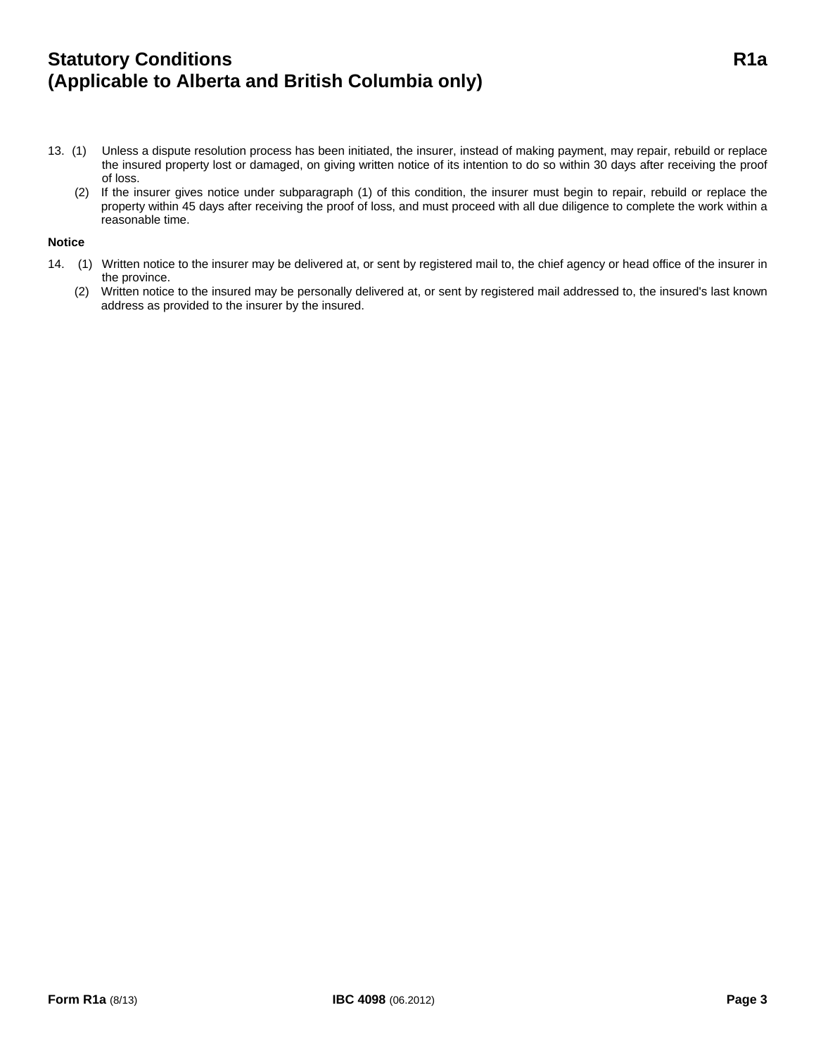13. (1) Unless a dispute resolution process has been initiated, the insurer, instead of making payment, may repair, rebuild or replace the insured property lost or damaged, on giving written notice of its intention to do so within 30 days after receiving the proof of loss.

    (2) If the insurer gives notice under subparagraph (1) of this condition, the insurer must begin to repair, rebuild or replace the property within 45 days after receiving the proof of loss, and must proceed with all due diligence to complete the work within a reasonable time.

**Notice**

14. (1) Written notice to the insurer may be delivered at, or sent by registered mail to, the chief agency or head office of the insurer in the province.

    (2) Written notice to the insured may be personally delivered at, or sent by registered mail addressed to, the insured's last known address as provided to the insurer by the insured.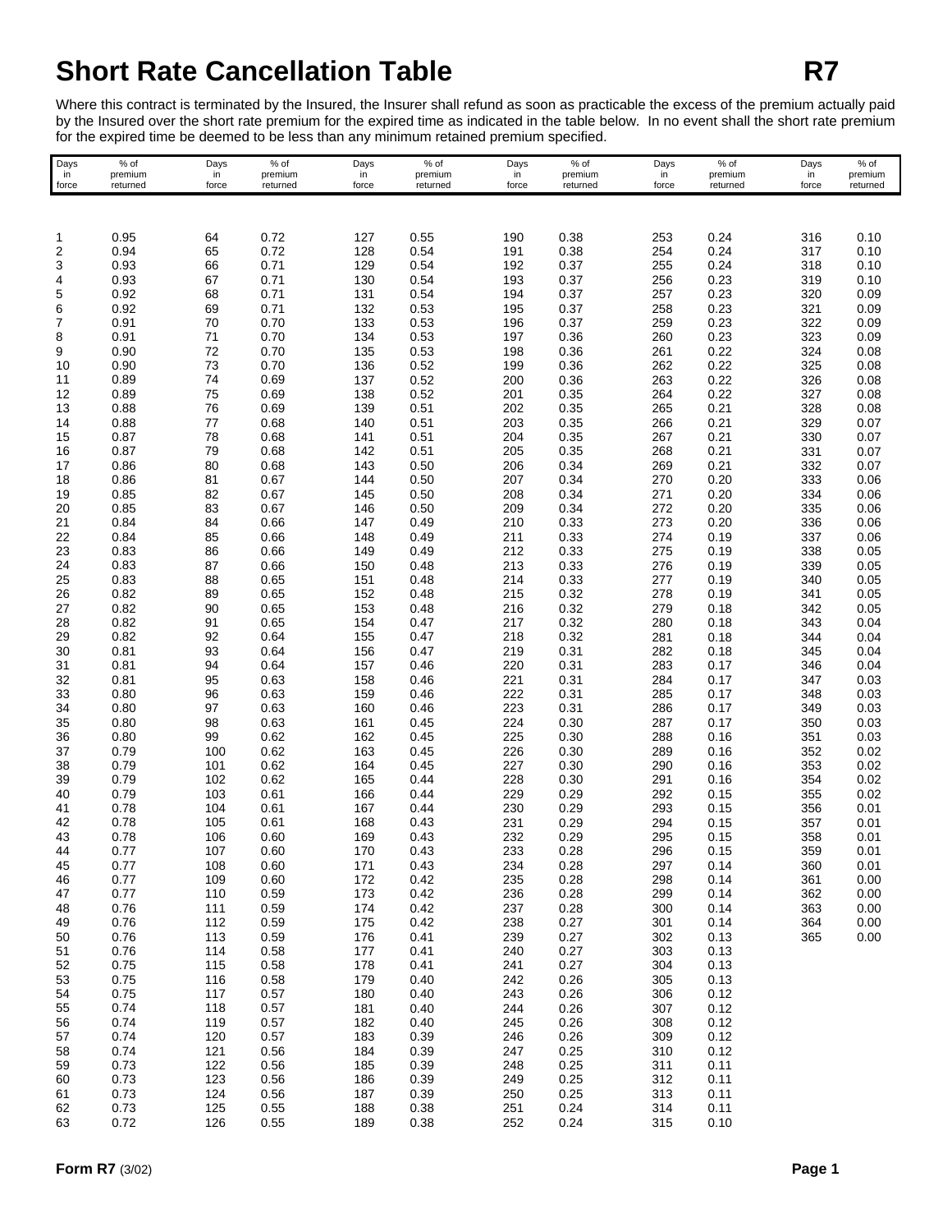# Short Rate Cancellation Table R7

Where this contract is terminated by the Insured, the Insurer shall refund as soon as practicable the excess of the premium actually paid by the Insured over the short rate premium for the expired time as indicated in the table below. In no event shall the short rate premium for the expired time be deemed to be less than any minimum retained premium specified.

| Days in force | % of premium returned | Days in force | % of premium returned | Days in force | % of premium returned | Days in force | % of premium returned | Days in force | % of premium returned | Days in force | % of premium returned |
|---|---|---|---|---|---|---|---|---|---|---|---|
| 1 | 0.95 | 64 | 0.72 | 127 | 0.55 | 190 | 0.38 | 253 | 0.24 | 316 | 0.10 |
| 2 | 0.94 | 65 | 0.72 | 128 | 0.54 | 191 | 0.38 | 254 | 0.24 | 317 | 0.10 |
| 3 | 0.93 | 66 | 0.71 | 129 | 0.54 | 192 | 0.37 | 255 | 0.24 | 318 | 0.10 |
| 4 | 0.93 | 67 | 0.71 | 130 | 0.54 | 193 | 0.37 | 256 | 0.23 | 319 | 0.10 |
| 5 | 0.92 | 68 | 0.71 | 131 | 0.54 | 194 | 0.37 | 257 | 0.23 | 320 | 0.09 |
| 6 | 0.92 | 69 | 0.71 | 132 | 0.53 | 195 | 0.37 | 258 | 0.23 | 321 | 0.09 |
| 7 | 0.91 | 70 | 0.70 | 133 | 0.53 | 196 | 0.37 | 259 | 0.23 | 322 | 0.09 |
| 8 | 0.91 | 71 | 0.70 | 134 | 0.53 | 197 | 0.36 | 260 | 0.23 | 323 | 0.09 |
| 9 | 0.90 | 72 | 0.70 | 135 | 0.53 | 198 | 0.36 | 261 | 0.22 | 324 | 0.08 |
| 10 | 0.90 | 73 | 0.70 | 136 | 0.52 | 199 | 0.36 | 262 | 0.22 | 325 | 0.08 |
| 11 | 0.89 | 74 | 0.69 | 137 | 0.52 | 200 | 0.36 | 263 | 0.22 | 326 | 0.08 |
| 12 | 0.89 | 75 | 0.69 | 138 | 0.52 | 201 | 0.35 | 264 | 0.22 | 327 | 0.08 |
| 13 | 0.88 | 76 | 0.69 | 139 | 0.51 | 202 | 0.35 | 265 | 0.21 | 328 | 0.08 |
| 14 | 0.88 | 77 | 0.68 | 140 | 0.51 | 203 | 0.35 | 266 | 0.21 | 329 | 0.07 |
| 15 | 0.87 | 78 | 0.68 | 141 | 0.51 | 204 | 0.35 | 267 | 0.21 | 330 | 0.07 |
| 16 | 0.87 | 79 | 0.68 | 142 | 0.51 | 205 | 0.35 | 268 | 0.21 | 331 | 0.07 |
| 17 | 0.86 | 80 | 0.68 | 143 | 0.50 | 206 | 0.34 | 269 | 0.21 | 332 | 0.07 |
| 18 | 0.86 | 81 | 0.67 | 144 | 0.50 | 207 | 0.34 | 270 | 0.20 | 333 | 0.06 |
| 19 | 0.85 | 82 | 0.67 | 145 | 0.50 | 208 | 0.34 | 271 | 0.20 | 334 | 0.06 |
| 20 | 0.85 | 83 | 0.67 | 146 | 0.50 | 209 | 0.34 | 272 | 0.20 | 335 | 0.06 |
| 21 | 0.84 | 84 | 0.66 | 147 | 0.49 | 210 | 0.33 | 273 | 0.20 | 336 | 0.06 |
| 22 | 0.84 | 85 | 0.66 | 148 | 0.49 | 211 | 0.33 | 274 | 0.19 | 337 | 0.06 |
| 23 | 0.83 | 86 | 0.66 | 149 | 0.49 | 212 | 0.33 | 275 | 0.19 | 338 | 0.05 |
| 24 | 0.83 | 87 | 0.66 | 150 | 0.48 | 213 | 0.33 | 276 | 0.19 | 339 | 0.05 |
| 25 | 0.83 | 88 | 0.65 | 151 | 0.48 | 214 | 0.33 | 277 | 0.19 | 340 | 0.05 |
| 26 | 0.82 | 89 | 0.65 | 152 | 0.48 | 215 | 0.32 | 278 | 0.19 | 341 | 0.05 |
| 27 | 0.82 | 90 | 0.65 | 153 | 0.48 | 216 | 0.32 | 279 | 0.18 | 342 | 0.05 |
| 28 | 0.82 | 91 | 0.65 | 154 | 0.47 | 217 | 0.32 | 280 | 0.18 | 343 | 0.04 |
| 29 | 0.82 | 92 | 0.64 | 155 | 0.47 | 218 | 0.32 | 281 | 0.18 | 344 | 0.04 |
| 30 | 0.81 | 93 | 0.64 | 156 | 0.47 | 219 | 0.31 | 282 | 0.18 | 345 | 0.04 |
| 31 | 0.81 | 94 | 0.64 | 157 | 0.46 | 220 | 0.31 | 283 | 0.17 | 346 | 0.04 |
| 32 | 0.81 | 95 | 0.63 | 158 | 0.46 | 221 | 0.31 | 284 | 0.17 | 347 | 0.03 |
| 33 | 0.80 | 96 | 0.63 | 159 | 0.46 | 222 | 0.31 | 285 | 0.17 | 348 | 0.03 |
| 34 | 0.80 | 97 | 0.63 | 160 | 0.46 | 223 | 0.31 | 286 | 0.17 | 349 | 0.03 |
| 35 | 0.80 | 98 | 0.63 | 161 | 0.45 | 224 | 0.30 | 287 | 0.17 | 350 | 0.03 |
| 36 | 0.80 | 99 | 0.62 | 162 | 0.45 | 225 | 0.30 | 288 | 0.16 | 351 | 0.03 |
| 37 | 0.79 | 100 | 0.62 | 163 | 0.45 | 226 | 0.30 | 289 | 0.16 | 352 | 0.02 |
| 38 | 0.79 | 101 | 0.62 | 164 | 0.45 | 227 | 0.30 | 290 | 0.16 | 353 | 0.02 |
| 39 | 0.79 | 102 | 0.62 | 165 | 0.44 | 228 | 0.30 | 291 | 0.16 | 354 | 0.02 |
| 40 | 0.79 | 103 | 0.61 | 166 | 0.44 | 229 | 0.29 | 292 | 0.15 | 355 | 0.02 |
| 41 | 0.78 | 104 | 0.61 | 167 | 0.44 | 230 | 0.29 | 293 | 0.15 | 356 | 0.01 |
| 42 | 0.78 | 105 | 0.61 | 168 | 0.43 | 231 | 0.29 | 294 | 0.15 | 357 | 0.01 |
| 43 | 0.78 | 106 | 0.60 | 169 | 0.43 | 232 | 0.29 | 295 | 0.15 | 358 | 0.01 |
| 44 | 0.77 | 107 | 0.60 | 170 | 0.43 | 233 | 0.28 | 296 | 0.15 | 359 | 0.01 |
| 45 | 0.77 | 108 | 0.60 | 171 | 0.43 | 234 | 0.28 | 297 | 0.14 | 360 | 0.01 |
| 46 | 0.77 | 109 | 0.60 | 172 | 0.42 | 235 | 0.28 | 298 | 0.14 | 361 | 0.00 |
| 47 | 0.77 | 110 | 0.59 | 173 | 0.42 | 236 | 0.28 | 299 | 0.14 | 362 | 0.00 |
| 48 | 0.76 | 111 | 0.59 | 174 | 0.42 | 237 | 0.28 | 300 | 0.14 | 363 | 0.00 |
| 49 | 0.76 | 112 | 0.59 | 175 | 0.42 | 238 | 0.27 | 301 | 0.14 | 364 | 0.00 |
| 50 | 0.76 | 113 | 0.59 | 176 | 0.41 | 239 | 0.27 | 302 | 0.13 | 365 | 0.00 |
| 51 | 0.76 | 114 | 0.58 | 177 | 0.41 | 240 | 0.27 | 303 | 0.13 | | |
| 52 | 0.75 | 115 | 0.58 | 178 | 0.41 | 241 | 0.27 | 304 | 0.13 | | |
| 53 | 0.75 | 116 | 0.58 | 179 | 0.40 | 242 | 0.26 | 305 | 0.13 | | |
| 54 | 0.75 | 117 | 0.57 | 180 | 0.40 | 243 | 0.26 | 306 | 0.12 | | |
| 55 | 0.74 | 118 | 0.57 | 181 | 0.40 | 244 | 0.26 | 307 | 0.12 | | |
| 56 | 0.74 | 119 | 0.57 | 182 | 0.40 | 245 | 0.26 | 308 | 0.12 | | |
| 57 | 0.74 | 120 | 0.57 | 183 | 0.39 | 246 | 0.26 | 309 | 0.12 | | |
| 58 | 0.74 | 121 | 0.56 | 184 | 0.39 | 247 | 0.25 | 310 | 0.12 | | |
| 59 | 0.73 | 122 | 0.56 | 185 | 0.39 | 248 | 0.25 | 311 | 0.11 | | |
| 60 | 0.73 | 123 | 0.56 | 186 | 0.39 | 249 | 0.25 | 312 | 0.11 | | |
| 61 | 0.73 | 124 | 0.56 | 187 | 0.39 | 250 | 0.25 | 313 | 0.11 | | |
| 62 | 0.73 | 125 | 0.55 | 188 | 0.38 | 251 | 0.24 | 314 | 0.11 | | |
| 63 | 0.72 | 126 | 0.55 | 189 | 0.38 | 252 | 0.24 | 315 | 0.10 | | |

**Form R7** (3/02)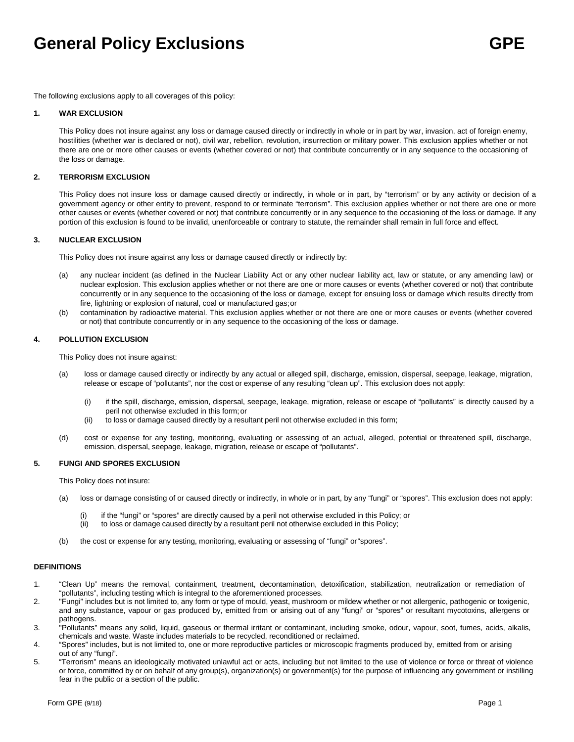# General Policy Exclusions GPE

The following exclusions apply to all coverages of this policy:

## 1. WAR EXCLUSION

This Policy does not insure against any loss or damage caused directly or indirectly in whole or in part by war, invasion, act of foreign enemy, hostilities (whether war is declared or not), civil war, rebellion, revolution, insurrection or military power. This exclusion applies whether or not there are one or more other causes or events (whether covered or not) that contribute concurrently or in any sequence to the occasioning of the loss or damage.

## 2. TERRORISM EXCLUSION

This Policy does not insure loss or damage caused directly or indirectly, in whole or in part, by "terrorism" or by any activity or decision of a government agency or other entity to prevent, respond to or terminate "terrorism". This exclusion applies whether or not there are one or more other causes or events (whether covered or not) that contribute concurrently or in any sequence to the occasioning of the loss or damage. If any portion of this exclusion is found to be invalid, unenforceable or contrary to statute, the remainder shall remain in full force and effect.

## 3. NUCLEAR EXCLUSION

This Policy does not insure against any loss or damage caused directly or indirectly by:

(a) any nuclear incident (as defined in the Nuclear Liability Act or any other nuclear liability act, law or statute, or any amending law) or nuclear explosion. This exclusion applies whether or not there are one or more causes or events (whether covered or not) that contribute concurrently or in any sequence to the occasioning of the loss or damage, except for ensuing loss or damage which results directly from fire, lightning or explosion of natural, coal or manufactured gas; or

(b) contamination by radioactive material. This exclusion applies whether or not there are one or more causes or events (whether covered or not) that contribute concurrently or in any sequence to the occasioning of the loss or damage.

## 4. POLLUTION EXCLUSION

This Policy does not insure against:

(a) loss or damage caused directly or indirectly by any actual or alleged spill, discharge, emission, dispersal, seepage, leakage, migration, release or escape of "pollutants", nor the cost or expense of any resulting "clean up". This exclusion does not apply:

 (i) if the spill, discharge, emission, dispersal, seepage, leakage, migration, release or escape of "pollutants" is directly caused by a peril not otherwise excluded in this form; or
 (ii) to loss or damage caused directly by a resultant peril not otherwise excluded in this form;

(d) cost or expense for any testing, monitoring, evaluating or assessing of an actual, alleged, potential or threatened spill, discharge, emission, dispersal, seepage, leakage, migration, release or escape of "pollutants".

## 5. FUNGI AND SPORES EXCLUSION

This Policy does not insure:

(a) loss or damage consisting of or caused directly or indirectly, in whole or in part, by any "fungi" or "spores". This exclusion does not apply:

 (i) if the "fungi" or "spores" are directly caused by a peril not otherwise excluded in this Policy; or
 (ii) to loss or damage caused directly by a resultant peril not otherwise excluded in this Policy;

(b) the cost or expense for any testing, monitoring, evaluating or assessing of "fungi" or "spores".

## DEFINITIONS

1. "Clean Up" means the removal, containment, treatment, decontamination, detoxification, stabilization, neutralization or remediation of "pollutants", including testing which is integral to the aforementioned processes.
2. "Fungi" includes but is not limited to, any form or type of mould, yeast, mushroom or mildew whether or not allergenic, pathogenic or toxigenic, and any substance, vapour or gas produced by, emitted from or arising out of any "fungi" or "spores" or resultant mycotoxins, allergens or pathogens.
3. "Pollutants" means any solid, liquid, gaseous or thermal irritant or contaminant, including smoke, odour, vapour, soot, fumes, acids, alkalis, chemicals and waste. Waste includes materials to be recycled, reconditioned or reclaimed.
4. "Spores" includes, but is not limited to, one or more reproductive particles or microscopic fragments produced by, emitted from or arising out of any "fungi".
5. "Terrorism" means an ideologically motivated unlawful act or acts, including but not limited to the use of violence or force or threat of violence or force, committed by or on behalf of any group(s), organization(s) or government(s) for the purpose of influencing any government or instilling fear in the public or a section of the public.

Form GPE (9/18)